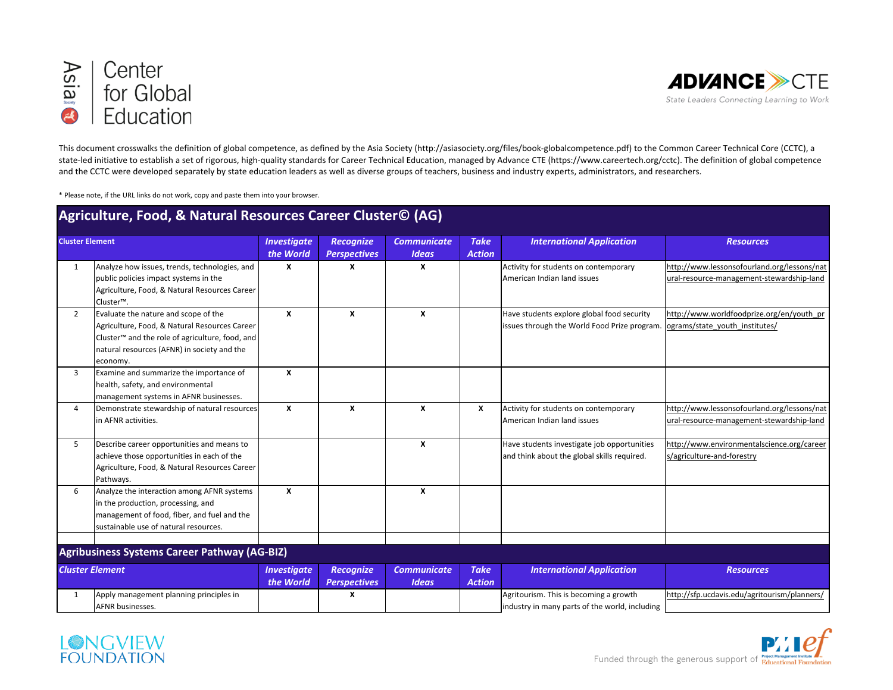Asia Society Center for Global Education

ADVANCE CTE — State Leaders Connecting Learning to Work

This document crosswalks the definition of global competence, as defined by the Asia Society (http://asiasociety.org/files/book-globalcompetence.pdf) to the Common Career Technical Core (CCTC), a state-led initiative to establish a set of rigorous, high-quality standards for Career Technical Education, managed by Advance CTE (https://www.careertech.org/cctc). The definition of global competence and the CCTC were developed separately by state education leaders as well as diverse groups of teachers, business and industry experts, administrators, and researchers.

* Please note, if the URL links do not work, copy and paste them into your browser.

## Agriculture, Food, & Natural Resources Career Cluster© (AG)

| | Cluster Element | *Investigate the World* | *Recognize Perspectives* | *Communicate Ideas* | *Take Action* | *International Application* | *Resources* |
|---|---|---|---|---|---|---|---|
| 1 | Analyze how issues, trends, technologies, and public policies impact systems in the Agriculture, Food, & Natural Resources Career Cluster™. | X | X | X | | Activity for students on contemporary American Indian land issues | http://www.lessonsofourland.org/lessons/natural-resource-management-stewardship-land |
| 2 | Evaluate the nature and scope of the Agriculture, Food, & Natural Resources Career Cluster™ and the role of agriculture, food, and natural resources (AFNR) in society and the economy. | X | X | X | | Have students explore global food security issues through the World Food Prize program. | http://www.worldfoodprize.org/en/youth_programs/state_youth_institutes/ |
| 3 | Examine and summarize the importance of health, safety, and environmental management systems in AFNR businesses. | X | | | | | |
| 4 | Demonstrate stewardship of natural resources in AFNR activities. | X | X | X | X | Activity for students on contemporary American Indian land issues | http://www.lessonsofourland.org/lessons/natural-resource-management-stewardship-land |
| 5 | Describe career opportunities and means to achieve those opportunities in each of the Agriculture, Food, & Natural Resources Career Pathways. | | | X | | Have students investigate job opportunities and think about the global skills required. | http://www.environmentalscience.org/careers/agriculture-and-forestry |
| 6 | Analyze the interaction among AFNR systems in the production, processing, and management of food, fiber, and fuel and the sustainable use of natural resources. | X | | X | | | |

## Agribusiness Systems Career Pathway (AG-BIZ)

| | Cluster Element | *Investigate the World* | *Recognize Perspectives* | *Communicate Ideas* | *Take Action* | *International Application* | *Resources* |
|---|---|---|---|---|---|---|---|
| 1 | Apply management planning principles in AFNR businesses. | | X | | | Agritourism. This is becoming a growth industry in many parts of the world, including | http://sfp.ucdavis.edu/agritourism/planners/ |

Longview Foundation

Funded through the generous support of PMI Educational Foundation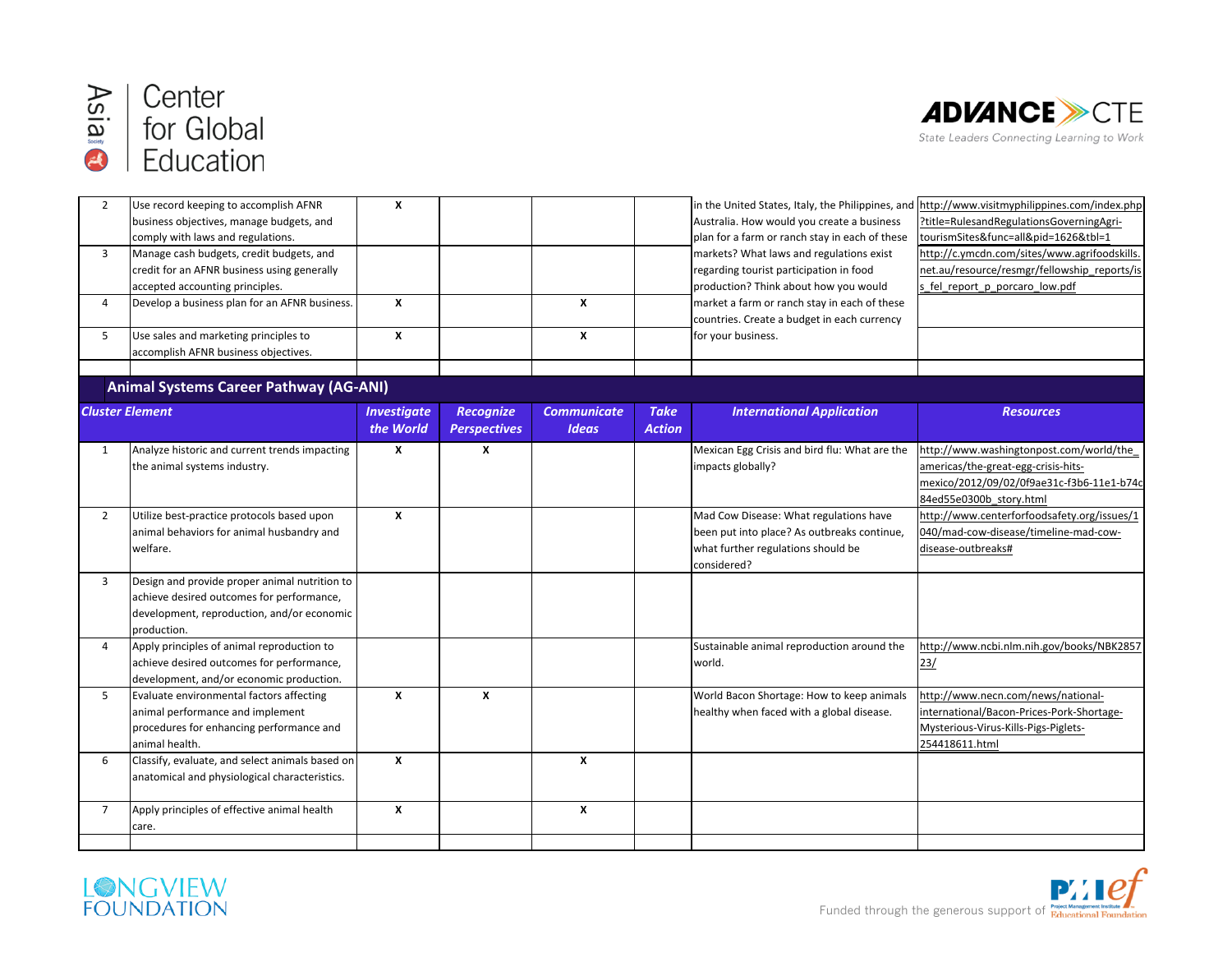| | Cluster Element | Investigate the World | Recognize Perspectives | Communicate Ideas | Take Action | International Application | Resources |
|---|---|---|---|---|---|---|---|
| 2 | Use record keeping to accomplish AFNR business objectives, manage budgets, and comply with laws and regulations. | X | | | | in the United States, Italy, the Philippines, and Australia. How would you create a business plan for a farm or ranch stay in each of these markets? What laws and regulations exist regarding tourist participation in food production? Think about how you would market a farm or ranch stay in each of these countries. Create a budget in each currency for your business. | http://www.visitmyphilippines.com/index.php?title=RulesandRegulationsGoverningAgri-tourismSites&func=all&pid=1626&tbl=1 |
| 3 | Manage cash budgets, credit budgets, and credit for an AFNR business using generally accepted accounting principles. | | | | | | http://c.ymcdn.com/sites/www.agrifoodskills.net.au/resource/resmgr/fellowship_reports/iss_fel_report_p_porcaro_low.pdf |
| 4 | Develop a business plan for an AFNR business. | X | | X | | | |
| 5 | Use sales and marketing principles to accomplish AFNR business objectives. | X | | X | | | |
| | | | | | | | |

## Animal Systems Career Pathway (AG-ANI)

| | Cluster Element | Investigate the World | Recognize Perspectives | Communicate Ideas | Take Action | International Application | Resources |
|---|---|---|---|---|---|---|---|
| 1 | Analyze historic and current trends impacting the animal systems industry. | X | X | | | Mexican Egg Crisis and bird flu: What are the impacts globally? | http://www.washingtonpost.com/world/the_americas/the-great-egg-crisis-hits-mexico/2012/09/02/0f9ae31c-f3b6-11e1-b74c84ed55e0300b_story.html |
| 2 | Utilize best-practice protocols based upon animal behaviors for animal husbandry and welfare. | X | | | | Mad Cow Disease: What regulations have been put into place? As outbreaks continue, what further regulations should be considered? | http://www.centerforfoodsafety.org/issues/1040/mad-cow-disease/timeline-mad-cow-disease-outbreaks# |
| 3 | Design and provide proper animal nutrition to achieve desired outcomes for performance, development, reproduction, and/or economic production. | | | | | | |
| 4 | Apply principles of animal reproduction to achieve desired outcomes for performance, development, and/or economic production. | | | | | Sustainable animal reproduction around the world. | http://www.ncbi.nlm.nih.gov/books/NBK285723/ |
| 5 | Evaluate environmental factors affecting animal performance and implement procedures for enhancing performance and animal health. | X | X | | | World Bacon Shortage: How to keep animals healthy when faced with a global disease. | http://www.necn.com/news/national-international/Bacon-Prices-Pork-Shortage-Mysterious-Virus-Kills-Pigs-Piglets-254418611.html |
| 6 | Classify, evaluate, and select animals based on anatomical and physiological characteristics. | X | | X | | | |
| 7 | Apply principles of effective animal health care. | X | | X | | | |
| | | | | | | | |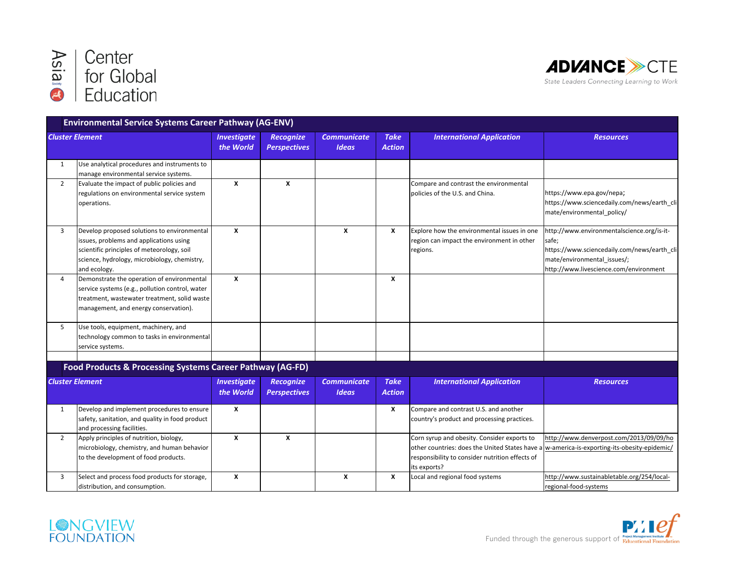## Environmental Service Systems Career Pathway (AG-ENV)

| | Cluster Element | Investigate the World | Recognize Perspectives | Communicate Ideas | Take Action | International Application | Resources |
|---|---|---|---|---|---|---|---|
| 1 | Use analytical procedures and instruments to manage environmental service systems. | | | | | | |
| 2 | Evaluate the impact of public policies and regulations on environmental service system operations. | X | X | | | Compare and contrast the environmental policies of the U.S. and China. | https://www.epa.gov/nepa; https://www.sciencedaily.com/news/earth_climate/environmental_policy/ |
| 3 | Develop proposed solutions to environmental issues, problems and applications using scientific principles of meteorology, soil science, hydrology, microbiology, chemistry, and ecology. | X | | X | X | Explore how the environmental issues in one region can impact the environment in other regions. | http://www.environmentalscience.org/is-it-safe; https://www.sciencedaily.com/news/earth_climate/environmental_issues/; http://www.livescience.com/environment |
| 4 | Demonstrate the operation of environmental service systems (e.g., pollution control, water treatment, wastewater treatment, solid waste management, and energy conservation). | X | | | X | | |
| 5 | Use tools, equipment, machinery, and technology common to tasks in environmental service systems. | | | | | | |

## Food Products & Processing Systems Career Pathway (AG-FD)

| | Cluster Element | Investigate the World | Recognize Perspectives | Communicate Ideas | Take Action | International Application | Resources |
|---|---|---|---|---|---|---|---|
| 1 | Develop and implement procedures to ensure safety, sanitation, and quality in food product and processing facilities. | X | | | X | Compare and contrast U.S. and another country's product and processing practices. | |
| 2 | Apply principles of nutrition, biology, microbiology, chemistry, and human behavior to the development of food products. | X | X | | | Corn syrup and obesity. Consider exports to other countries: does the United States have a responsibility to consider nutrition effects of its exports? | http://www.denverpost.com/2013/09/09/how-america-is-exporting-its-obesity-epidemic/ |
| 3 | Select and process food products for storage, distribution, and consumption. | X | | X | X | Local and regional food systems | http://www.sustainabletable.org/254/local-regional-food-systems |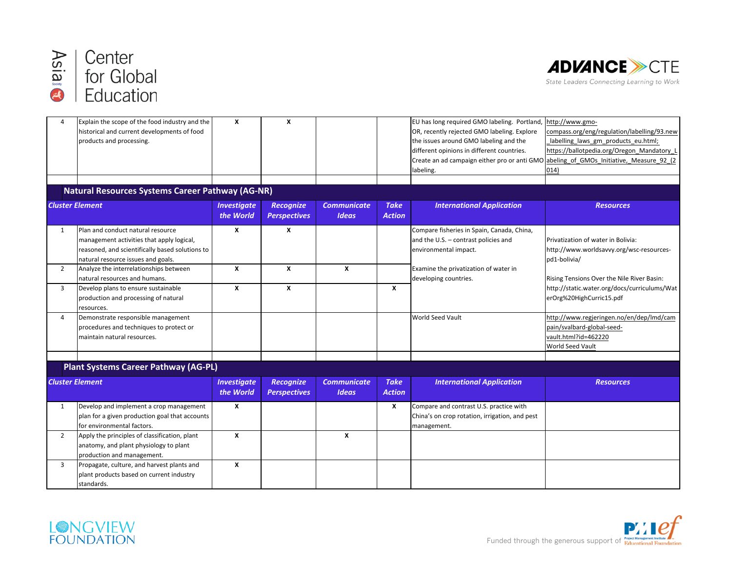| | | | | | | | |
|---|---|---|---|---|---|---|---|
| 4 | Explain the scope of the food industry and the historical and current developments of food products and processing. | X | X | | | EU has long required GMO labeling. Portland, OR, recently rejected GMO labeling. Explore the issues around GMO labeling and the different opinions in different countries. Create an ad campaign either pro or anti GMO labeling. | http://www.gmo-compass.org/eng/regulation/labelling/93.new_labelling_laws_gm_products_eu.html; https://ballotpedia.org/Oregon_Mandatory_Labeling_of_GMOs_Initiative,_Measure_92_(2014) |

## Natural Resources Systems Career Pathway (AG-NR)

| Cluster Element | | Investigate the World | Recognize Perspectives | Communicate Ideas | Take Action | International Application | Resources |
|---|---|---|---|---|---|---|---|
| 1 | Plan and conduct natural resource management activities that apply logical, reasoned, and scientifically based solutions to natural resource issues and goals. | X | X | | | Compare fisheries in Spain, Canada, China, and the U.S. – contrast policies and environmental impact. | Privatization of water in Bolivia: http://www.worldsavvy.org/wsc-resources-pd1-bolivia/ |
| 2 | Analyze the interrelationships between natural resources and humans. | X | X | X | | Examine the privatization of water in developing countries. | Rising Tensions Over the Nile River Basin: http://static.water.org/docs/curriculums/WaterOrg%20HighCurric15.pdf |
| 3 | Develop plans to ensure sustainable production and processing of natural resources. | X | X | | X | | |
| 4 | Demonstrate responsible management procedures and techniques to protect or maintain natural resources. | | | | | World Seed Vault | http://www.regjeringen.no/en/dep/lmd/campain/svalbard-global-seed-vault.html?id=462220 World Seed Vault |

## Plant Systems Career Pathway (AG-PL)

| Cluster Element | | Investigate the World | Recognize Perspectives | Communicate Ideas | Take Action | International Application | Resources |
|---|---|---|---|---|---|---|---|
| 1 | Develop and implement a crop management plan for a given production goal that accounts for environmental factors. | X | | | X | Compare and contrast U.S. practice with China's on crop rotation, irrigation, and pest management. | |
| 2 | Apply the principles of classification, plant anatomy, and plant physiology to plant production and management. | X | | X | | | |
| 3 | Propagate, culture, and harvest plants and plant products based on current industry standards. | X | | | | | |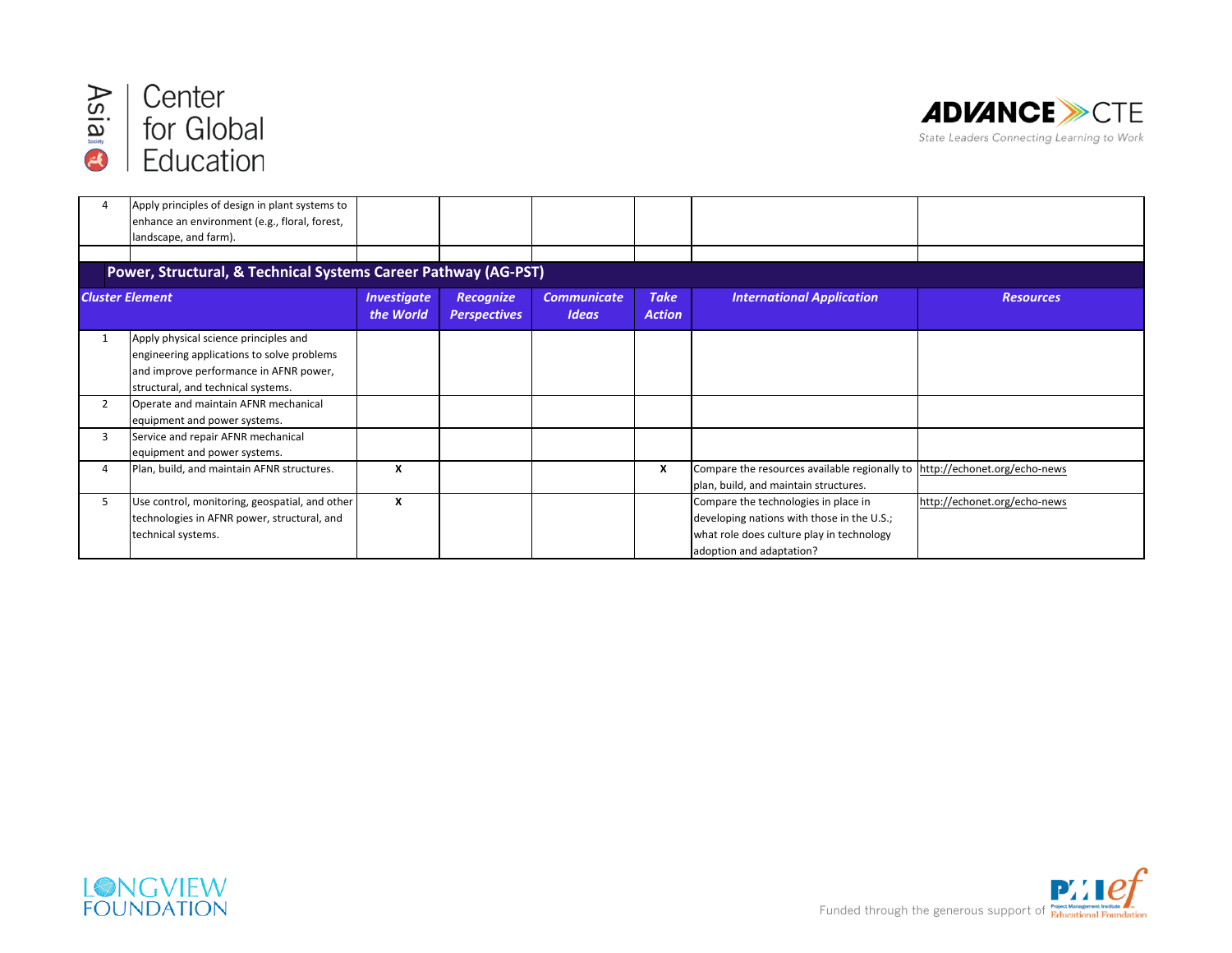| | | | | | | | |
|---|---|---|---|---|---|---|---|
| 4 | Apply principles of design in plant systems to enhance an environment (e.g., floral, forest, landscape, and farm). | | | | | | |

## Power, Structural, & Technical Systems Career Pathway (AG-PST)

| Cluster Element | | Investigate the World | Recognize Perspectives | Communicate Ideas | Take Action | International Application | Resources |
|---|---|---|---|---|---|---|---|
| 1 | Apply physical science principles and engineering applications to solve problems and improve performance in AFNR power, structural, and technical systems. | | | | | | |
| 2 | Operate and maintain AFNR mechanical equipment and power systems. | | | | | | |
| 3 | Service and repair AFNR mechanical equipment and power systems. | | | | | | |
| 4 | Plan, build, and maintain AFNR structures. | X | | | X | Compare the resources available regionally to plan, build, and maintain structures. | http://echonet.org/echo-news |
| 5 | Use control, monitoring, geospatial, and other technologies in AFNR power, structural, and technical systems. | X | | | | Compare the technologies in place in developing nations with those in the U.S.; what role does culture play in technology adoption and adaptation? | http://echonet.org/echo-news |

Funded through the generous support of